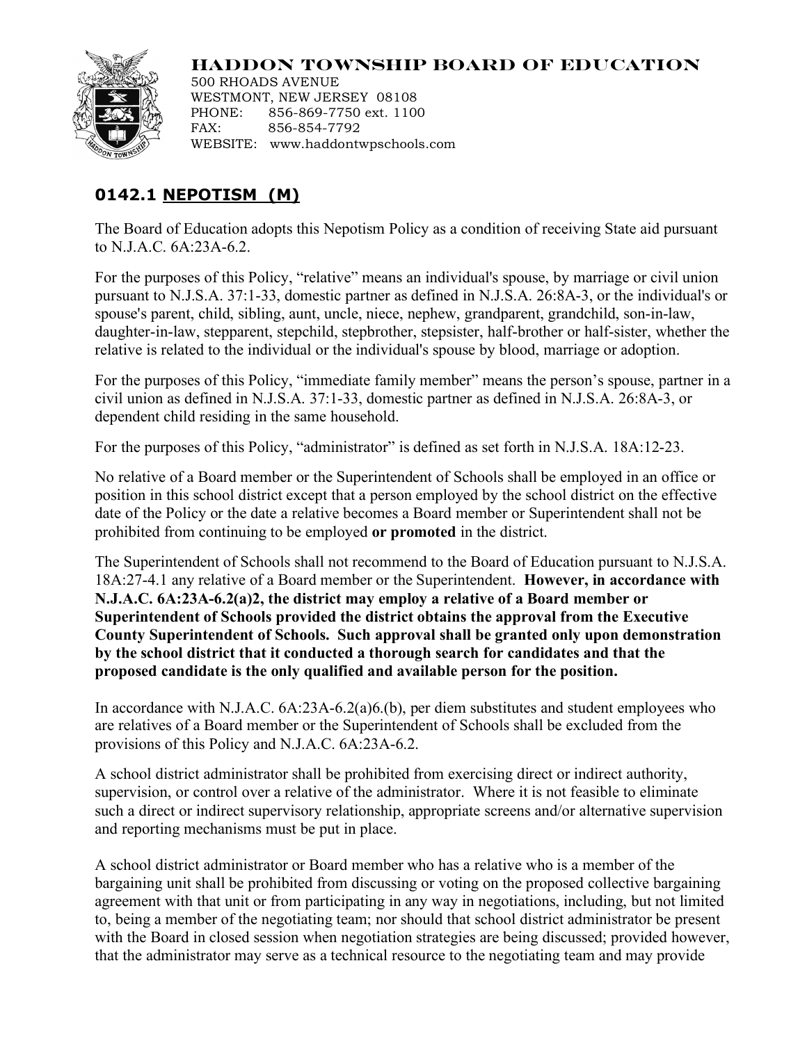**HADDON TOWNSHIP BOARD OF EDUCATION**
500 RHOADS AVENUE
WESTMONT, NEW JERSEY 08108
PHONE: 856-869-7750 ext. 1100
FAX: 856-854-7792
WEBSITE: www.haddontwpschools.com

# 0142.1 NEPOTISM (M)

The Board of Education adopts this Nepotism Policy as a condition of receiving State aid pursuant to N.J.A.C. 6A:23A-6.2.

For the purposes of this Policy, "relative" means an individual's spouse, by marriage or civil union pursuant to N.J.S.A. 37:1-33, domestic partner as defined in N.J.S.A. 26:8A-3, or the individual's or spouse's parent, child, sibling, aunt, uncle, niece, nephew, grandparent, grandchild, son-in-law, daughter-in-law, stepparent, stepchild, stepbrother, stepsister, half-brother or half-sister, whether the relative is related to the individual or the individual's spouse by blood, marriage or adoption.

For the purposes of this Policy, "immediate family member" means the person's spouse, partner in a civil union as defined in N.J.S.A. 37:1-33, domestic partner as defined in N.J.S.A. 26:8A-3, or dependent child residing in the same household.

For the purposes of this Policy, "administrator" is defined as set forth in N.J.S.A. 18A:12-23.

No relative of a Board member or the Superintendent of Schools shall be employed in an office or position in this school district except that a person employed by the school district on the effective date of the Policy or the date a relative becomes a Board member or Superintendent shall not be prohibited from continuing to be employed **or promoted** in the district.

The Superintendent of Schools shall not recommend to the Board of Education pursuant to N.J.S.A. 18A:27-4.1 any relative of a Board member or the Superintendent. **However, in accordance with N.J.A.C. 6A:23A-6.2(a)2, the district may employ a relative of a Board member or Superintendent of Schools provided the district obtains the approval from the Executive County Superintendent of Schools. Such approval shall be granted only upon demonstration by the school district that it conducted a thorough search for candidates and that the proposed candidate is the only qualified and available person for the position.**

In accordance with N.J.A.C. 6A:23A-6.2(a)6.(b), per diem substitutes and student employees who are relatives of a Board member or the Superintendent of Schools shall be excluded from the provisions of this Policy and N.J.A.C. 6A:23A-6.2.

A school district administrator shall be prohibited from exercising direct or indirect authority, supervision, or control over a relative of the administrator. Where it is not feasible to eliminate such a direct or indirect supervisory relationship, appropriate screens and/or alternative supervision and reporting mechanisms must be put in place.

A school district administrator or Board member who has a relative who is a member of the bargaining unit shall be prohibited from discussing or voting on the proposed collective bargaining agreement with that unit or from participating in any way in negotiations, including, but not limited to, being a member of the negotiating team; nor should that school district administrator be present with the Board in closed session when negotiation strategies are being discussed; provided however, that the administrator may serve as a technical resource to the negotiating team and may provide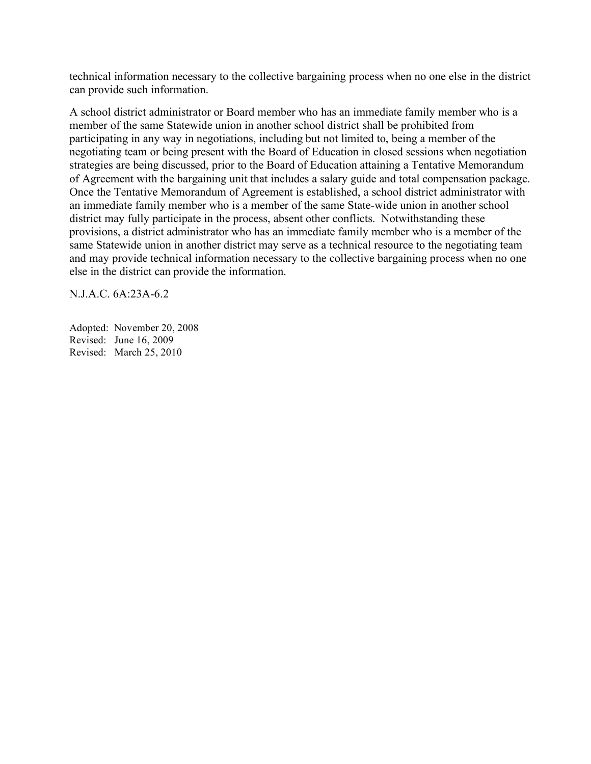technical information necessary to the collective bargaining process when no one else in the district can provide such information.

A school district administrator or Board member who has an immediate family member who is a member of the same Statewide union in another school district shall be prohibited from participating in any way in negotiations, including but not limited to, being a member of the negotiating team or being present with the Board of Education in closed sessions when negotiation strategies are being discussed, prior to the Board of Education attaining a Tentative Memorandum of Agreement with the bargaining unit that includes a salary guide and total compensation package. Once the Tentative Memorandum of Agreement is established, a school district administrator with an immediate family member who is a member of the same State-wide union in another school district may fully participate in the process, absent other conflicts. Notwithstanding these provisions, a district administrator who has an immediate family member who is a member of the same Statewide union in another district may serve as a technical resource to the negotiating team and may provide technical information necessary to the collective bargaining process when no one else in the district can provide the information.

N.J.A.C. 6A:23A-6.2

Adopted: November 20, 2008
Revised: June 16, 2009
Revised: March 25, 2010